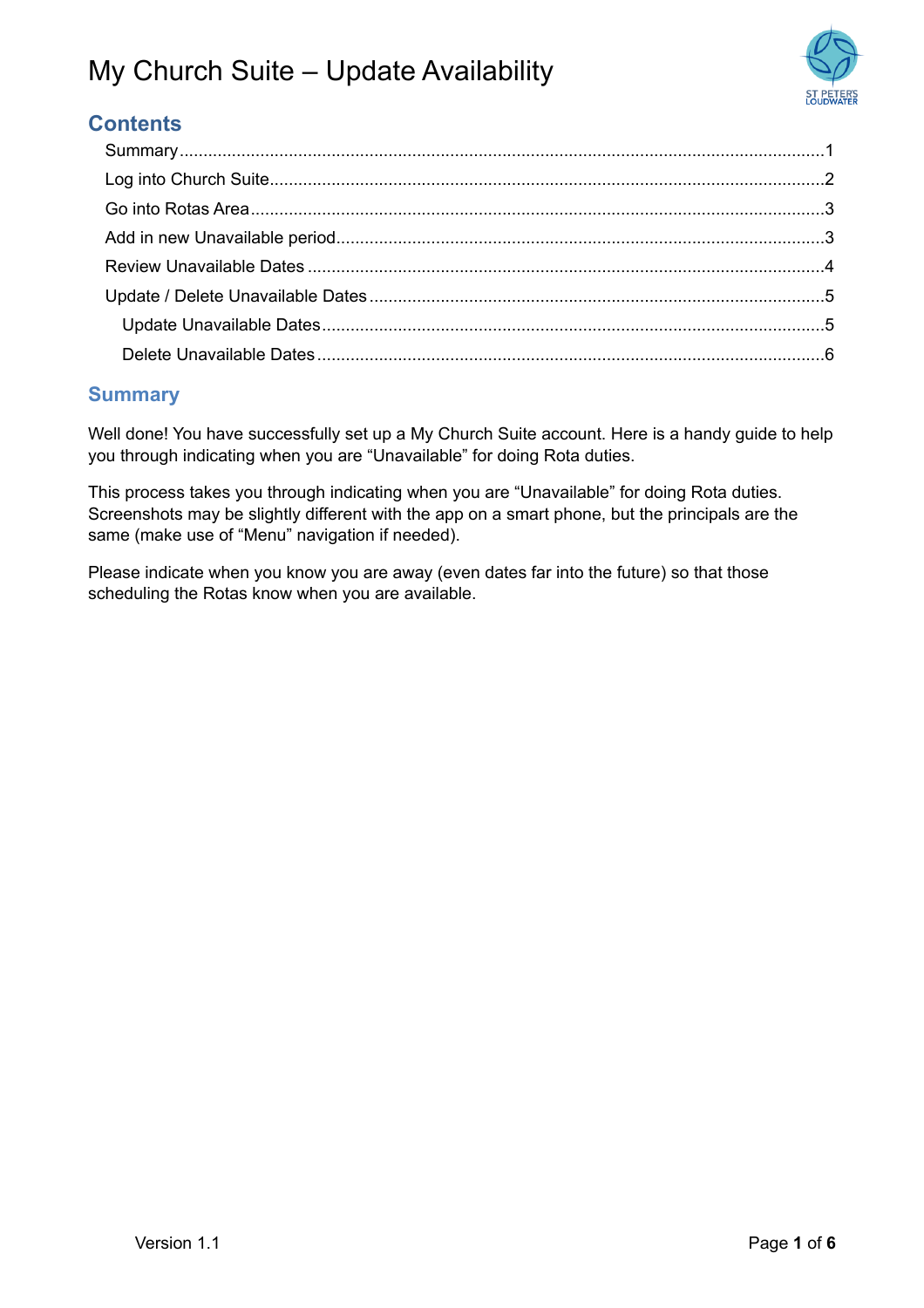# My Church Suite – Update Availability

## Contents

- Summary ........................................................ 1
- Log into Church Suite ........................................................ 2
- Go into Rotas Area ........................................................ 3
- Add in new Unavailable period ........................................................ 3
- Review Unavailable Dates ........................................................ 4
- Update / Delete Unavailable Dates ........................................................ 5
  - Update Unavailable Dates ........................................................ 5
  - Delete Unavailable Dates ........................................................ 6

## Summary

Well done! You have successfully set up a My Church Suite account. Here is a handy guide to help you through indicating when you are "Unavailable" for doing Rota duties.

This process takes you through indicating when you are "Unavailable" for doing Rota duties. Screenshots may be slightly different with the app on a smart phone, but the principals are the same (make use of "Menu" navigation if needed).

Please indicate when you know you are away (even dates far into the future) so that those scheduling the Rotas know when you are available.

Version 1.1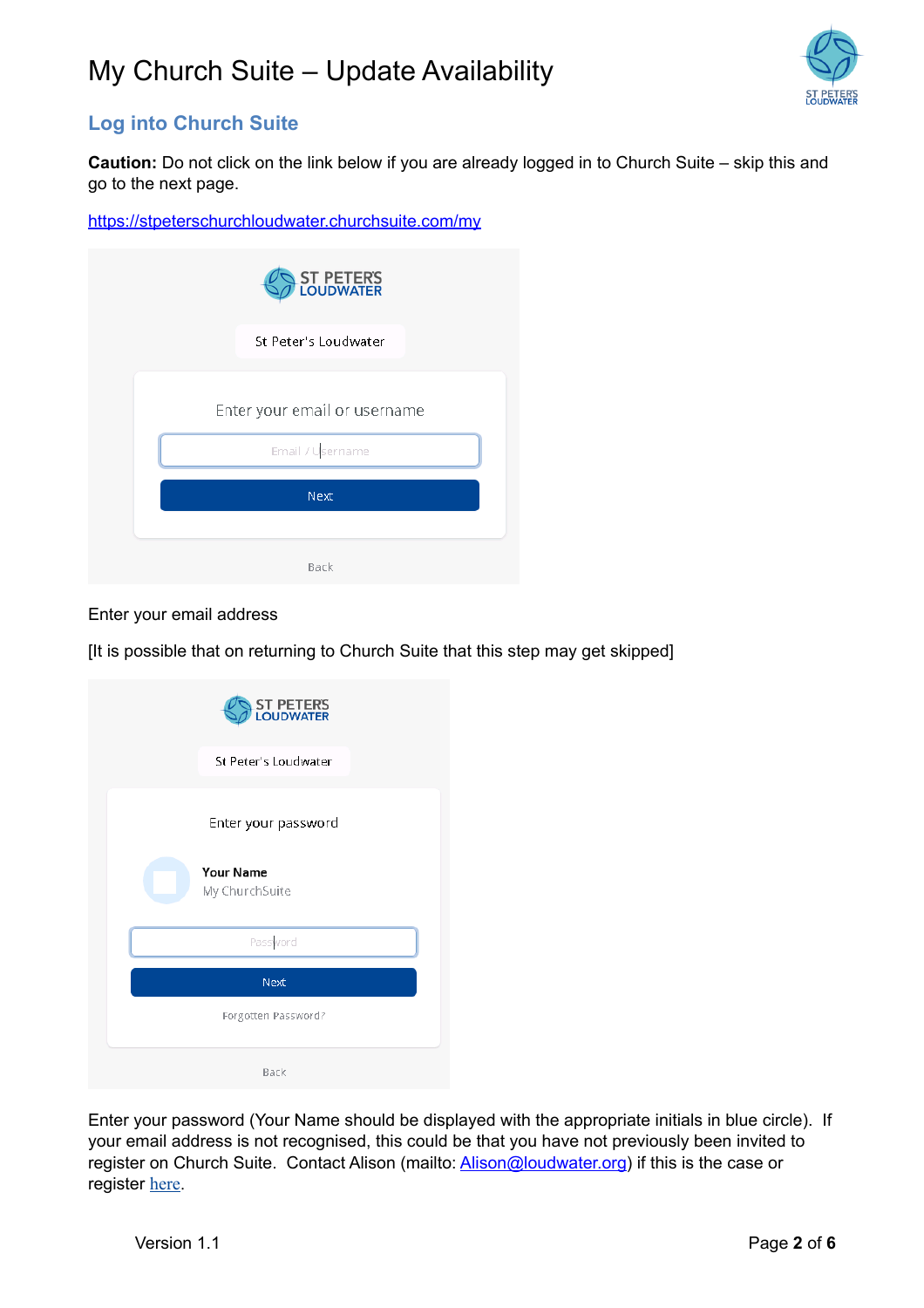# My Church Suite – Update Availability

## Log into Church Suite

**Caution:** Do not click on the link below if you are already logged in to Church Suite – skip this and go to the next page.

https://stpeterschurchloudwater.churchsuite.com/my

Enter your email address

[It is possible that on returning to Church Suite that this step may get skipped]

Enter your password (Your Name should be displayed with the appropriate initials in blue circle). If your email address is not recognised, this could be that you have not previously been invited to register on Church Suite. Contact Alison (mailto: Alison@loudwater.org) if this is the case or register here.

Version 1.1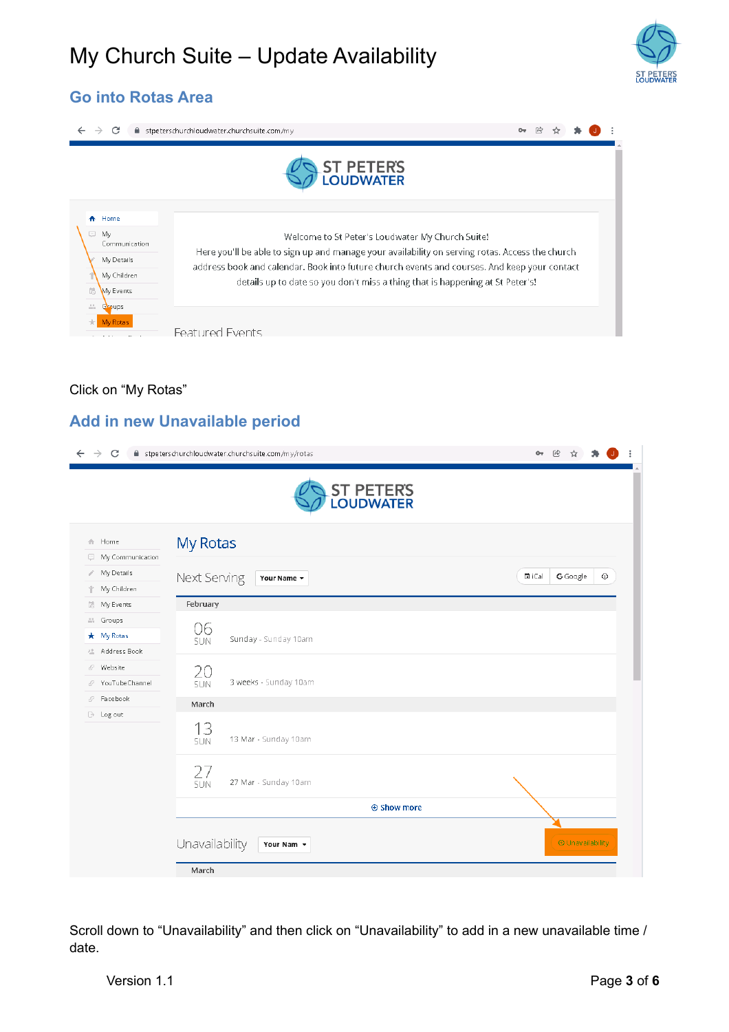# My Church Suite – Update Availability

## Go into Rotas Area

Click on "My Rotas"

## Add in new Unavailable period

Scroll down to "Unavailability" and then click on "Unavailability" to add in a new unavailable time / date.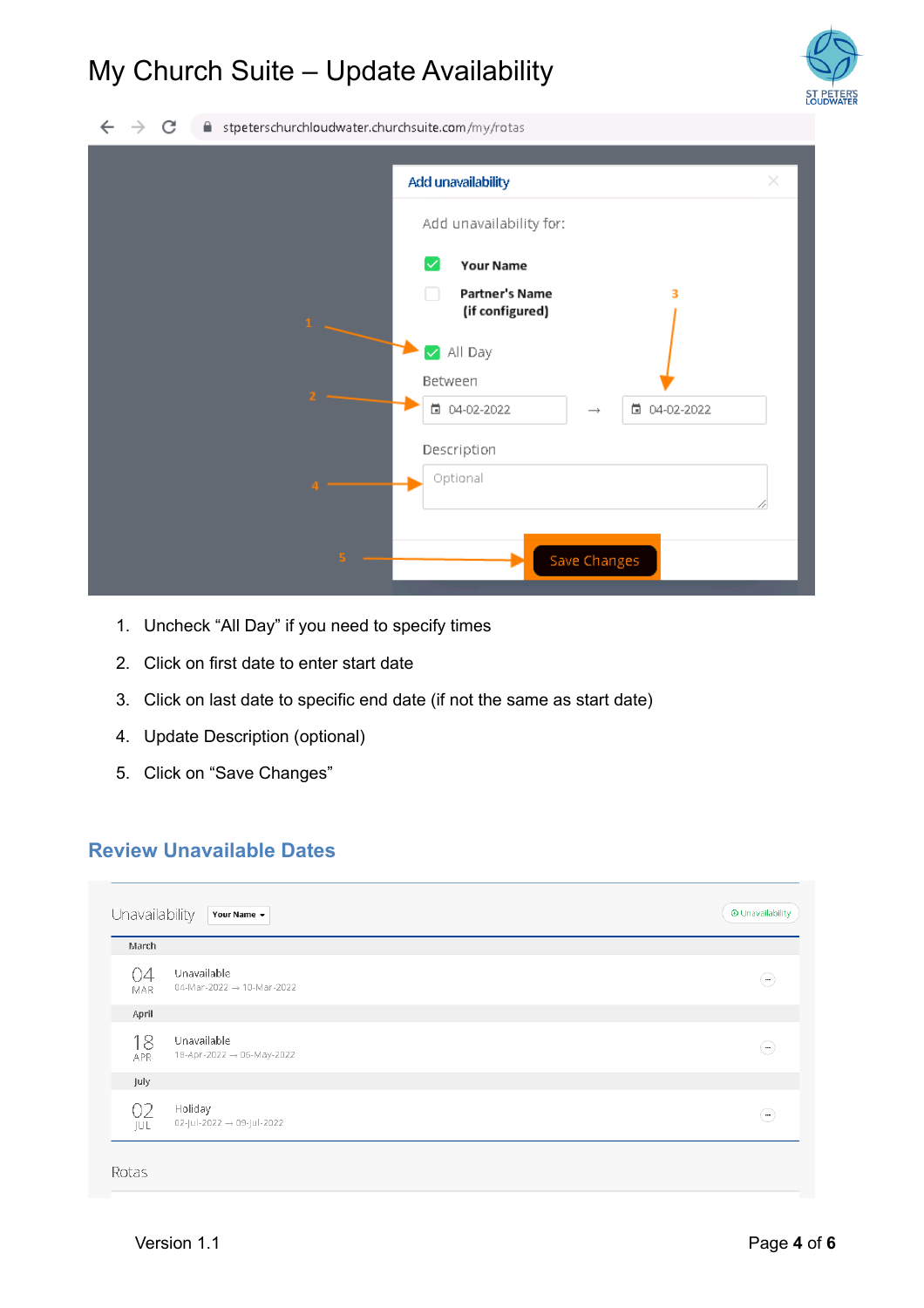# My Church Suite – Update Availability

1. Uncheck “All Day” if you need to specify times
2. Click on first date to enter start date
3. Click on last date to specific end date (if not the same as start date)
4. Update Description (optional)
5. Click on “Save Changes”

## Review Unavailable Dates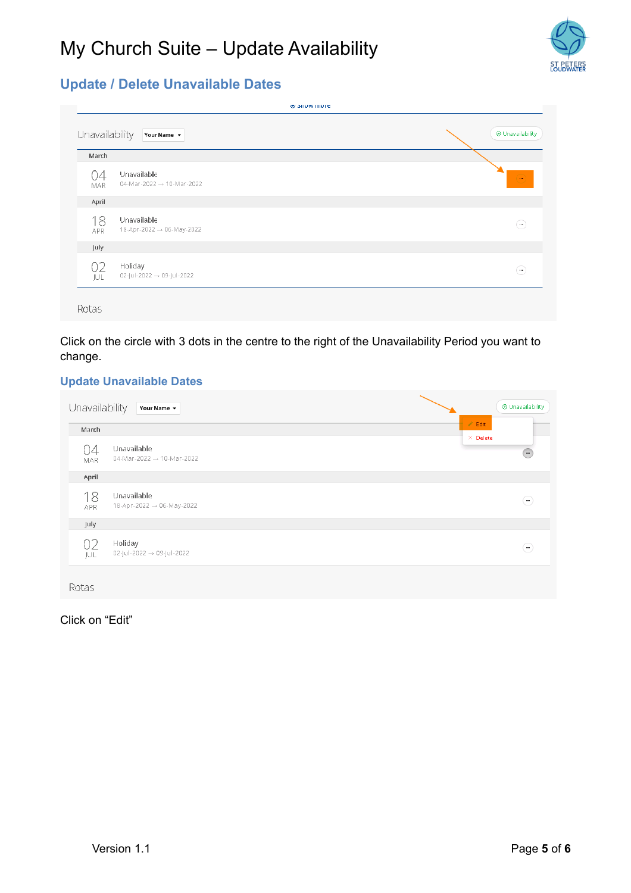# My Church Suite – Update Availability

## Update / Delete Unavailable Dates

Click on the circle with 3 dots in the centre to the right of the Unavailability Period you want to change.

## Update Unavailable Dates

Click on "Edit"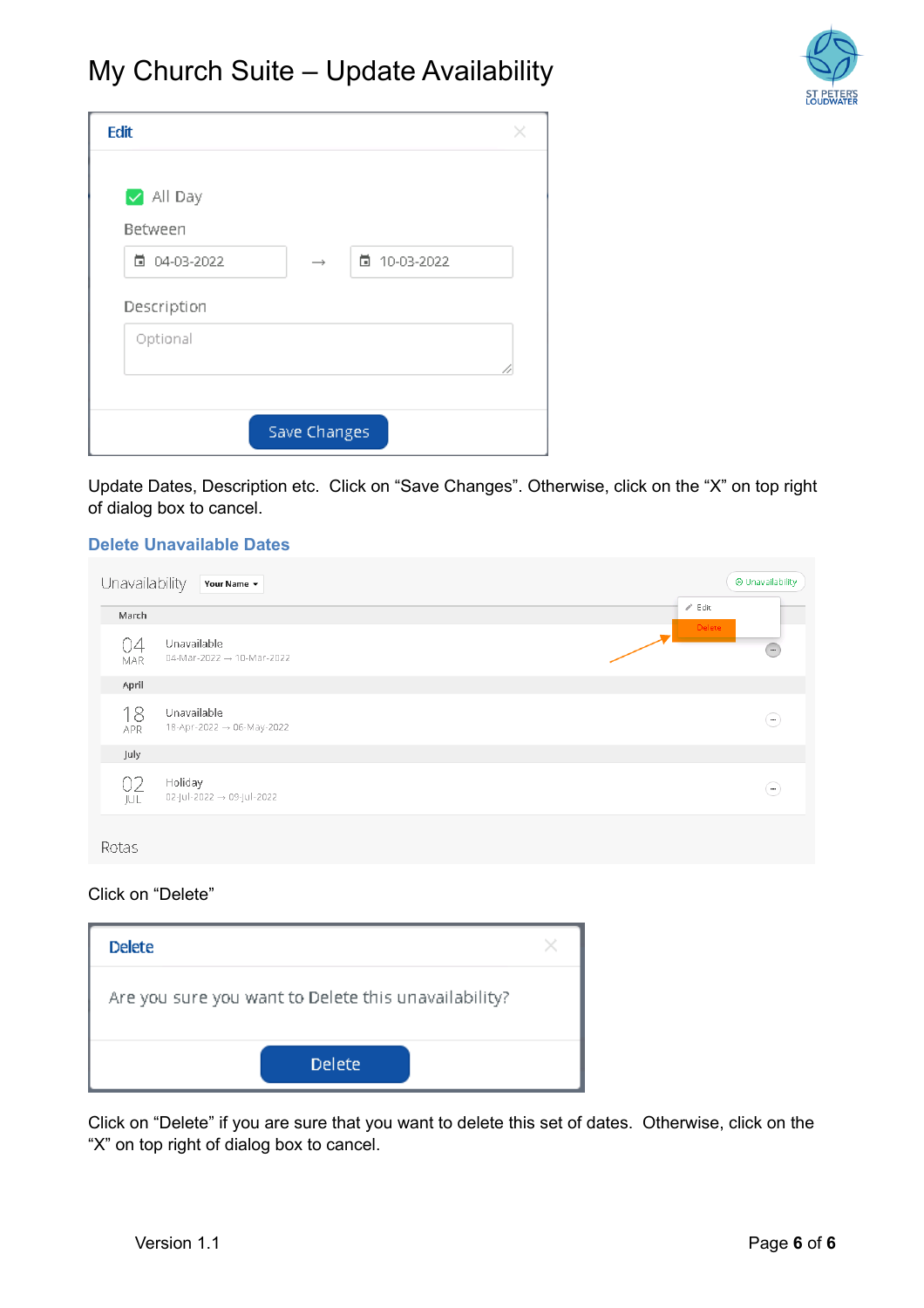Update Dates, Description etc.  Click on “Save Changes”. Otherwise, click on the “X” on top right of dialog box to cancel.

## Delete Unavailable Dates

Click on “Delete”

Click on “Delete” if you are sure that you want to delete this set of dates.  Otherwise, click on the “X” on top right of dialog box to cancel.